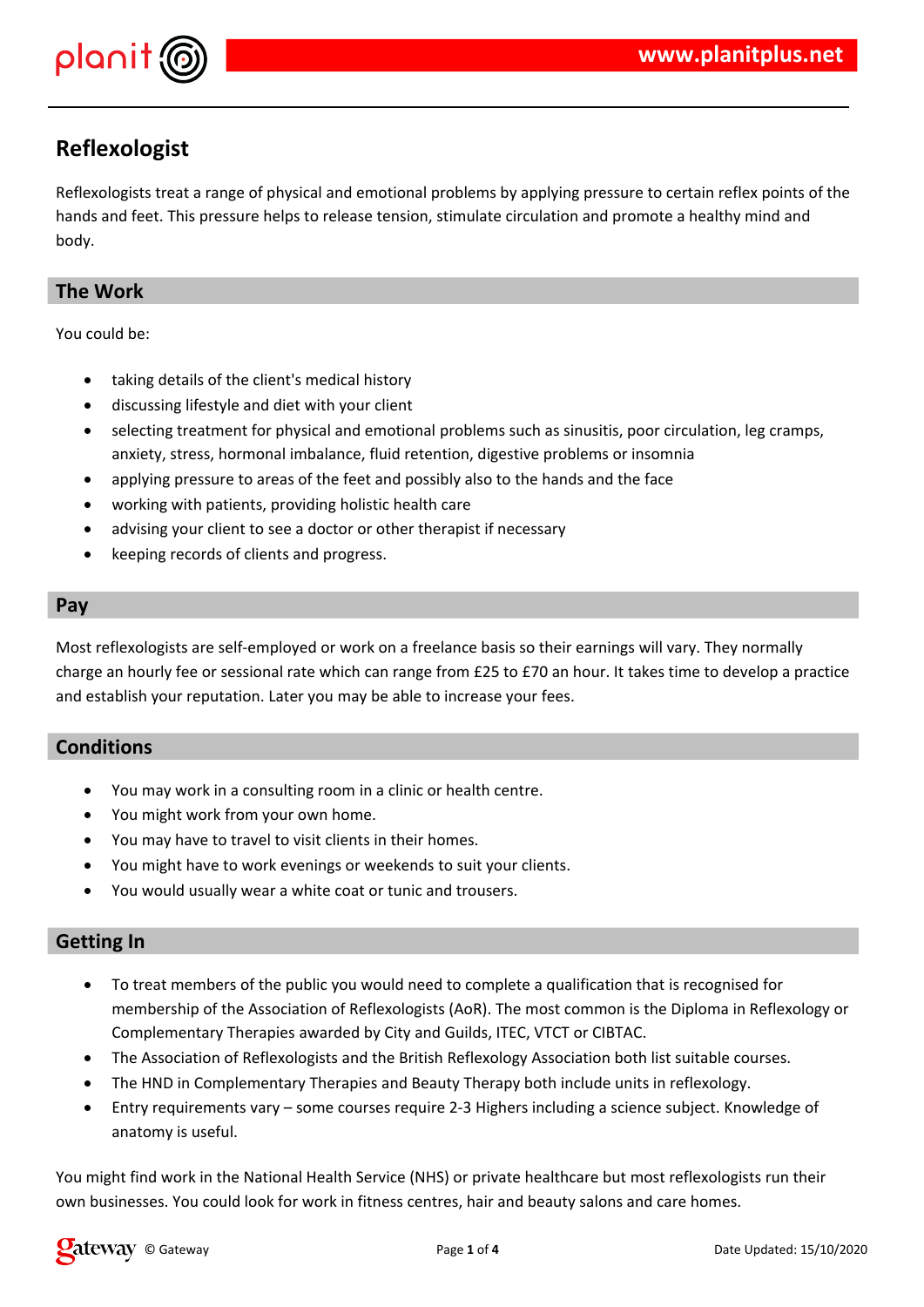# Reflexologist

Reflexologists treat a range of physical and emotional problems by applying pressure to certain reflex points of the hands and feet. This pressure helps to release tension, stimulate circulation and promote a healthy mind and body.

## The Work

You could be:

- taking details of the client's medical history
- discussing lifestyle and diet with your client
- selecting treatment for physical and emotional problems such as sinusitis, poor circulation, leg cramps, anxiety, stress, hormonal imbalance, fluid retention, digestive problems or insomnia
- applying pressure to areas of the feet and possibly also to the hands and the face
- working with patients, providing holistic health care
- advising your client to see a doctor or other therapist if necessary
- keeping records of clients and progress.

## Pay

Most reflexologists are self-employed or work on a freelance basis so their earnings will vary. They normally charge an hourly fee or sessional rate which can range from £25 to £70 an hour. It takes time to develop a practice and establish your reputation. Later you may be able to increase your fees.

## Conditions

- You may work in a consulting room in a clinic or health centre.
- You might work from your own home.
- You may have to travel to visit clients in their homes.
- You might have to work evenings or weekends to suit your clients.
- You would usually wear a white coat or tunic and trousers.

## Getting In

- To treat members of the public you would need to complete a qualification that is recognised for membership of the Association of Reflexologists (AoR). The most common is the Diploma in Reflexology or Complementary Therapies awarded by City and Guilds, ITEC, VTCT or CIBTAC.
- The Association of Reflexologists and the British Reflexology Association both list suitable courses.
- The HND in Complementary Therapies and Beauty Therapy both include units in reflexology.
- Entry requirements vary – some courses require 2-3 Highers including a science subject. Knowledge of anatomy is useful.

You might find work in the National Health Service (NHS) or private healthcare but most reflexologists run their own businesses. You could look for work in fitness centres, hair and beauty salons and care homes.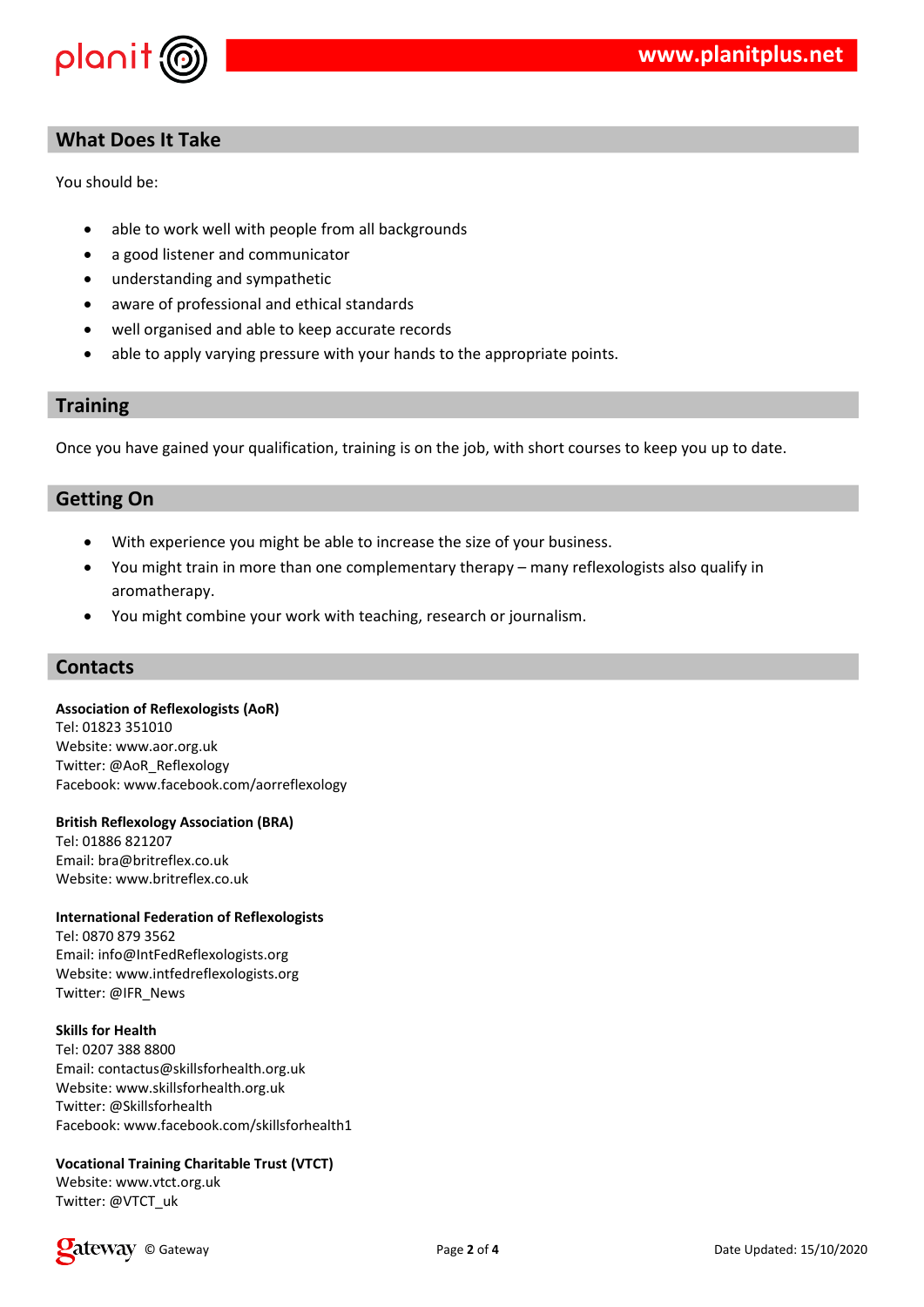## What Does It Take

You should be:

- able to work well with people from all backgrounds
- a good listener and communicator
- understanding and sympathetic
- aware of professional and ethical standards
- well organised and able to keep accurate records
- able to apply varying pressure with your hands to the appropriate points.

## Training

Once you have gained your qualification, training is on the job, with short courses to keep you up to date.

## Getting On

- With experience you might be able to increase the size of your business.
- You might train in more than one complementary therapy – many reflexologists also qualify in aromatherapy.
- You might combine your work with teaching, research or journalism.

## Contacts

**Association of Reflexologists (AoR)**
Tel: 01823 351010
Website: www.aor.org.uk
Twitter: @AoR_Reflexology
Facebook: www.facebook.com/aorreflexology

**British Reflexology Association (BRA)**
Tel: 01886 821207
Email: bra@britreflex.co.uk
Website: www.britreflex.co.uk

**International Federation of Reflexologists**
Tel: 0870 879 3562
Email: info@IntFedReflexologists.org
Website: www.intfedreflexologists.org
Twitter: @IFR_News

**Skills for Health**
Tel: 0207 388 8800
Email: contactus@skillsforhealth.org.uk
Website: www.skillsforhealth.org.uk
Twitter: @Skillsforhealth
Facebook: www.facebook.com/skillsforhealth1

**Vocational Training Charitable Trust (VTCT)**
Website: www.vtct.org.uk
Twitter: @VTCT_uk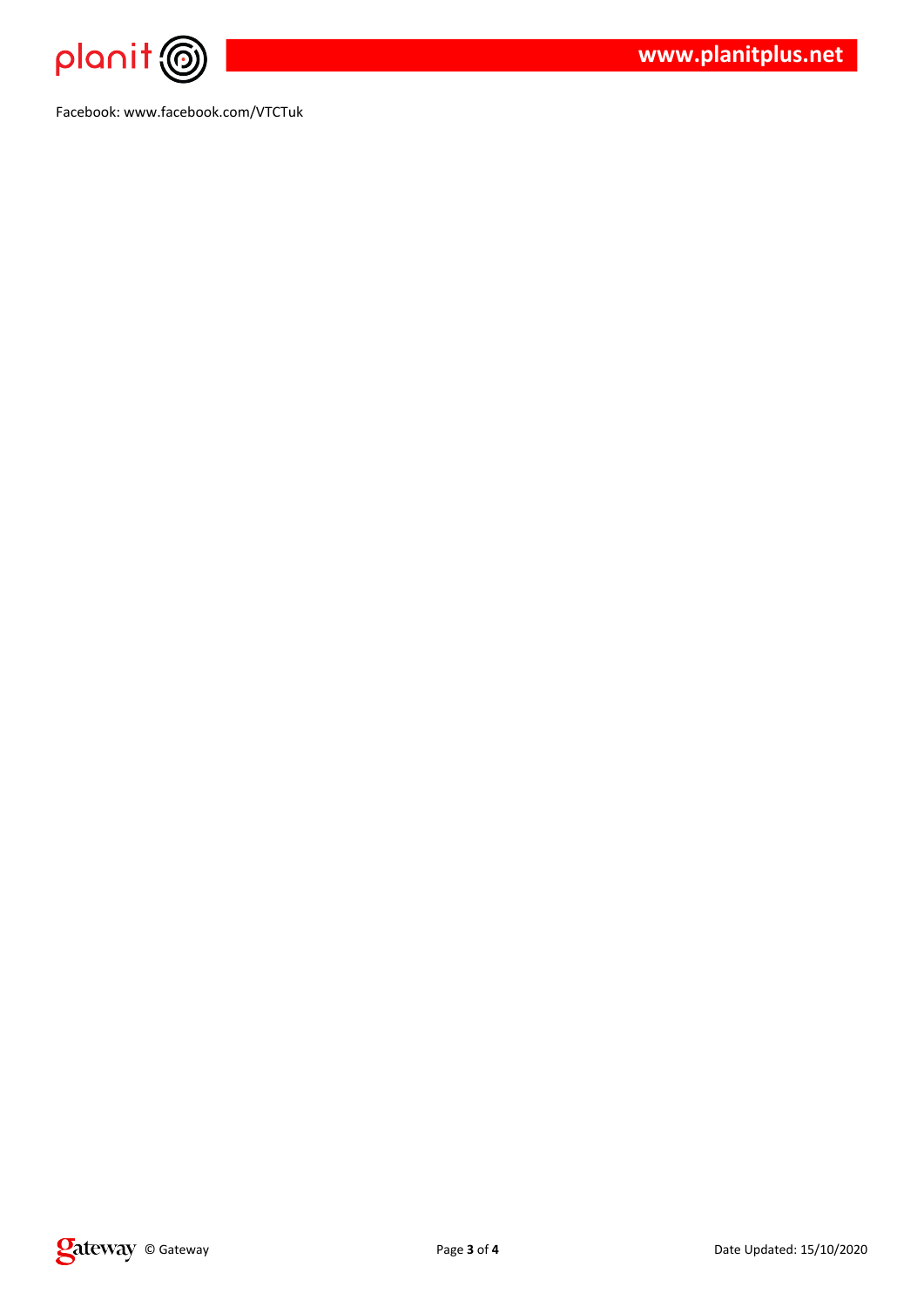Facebook: www.facebook.com/VTCTuk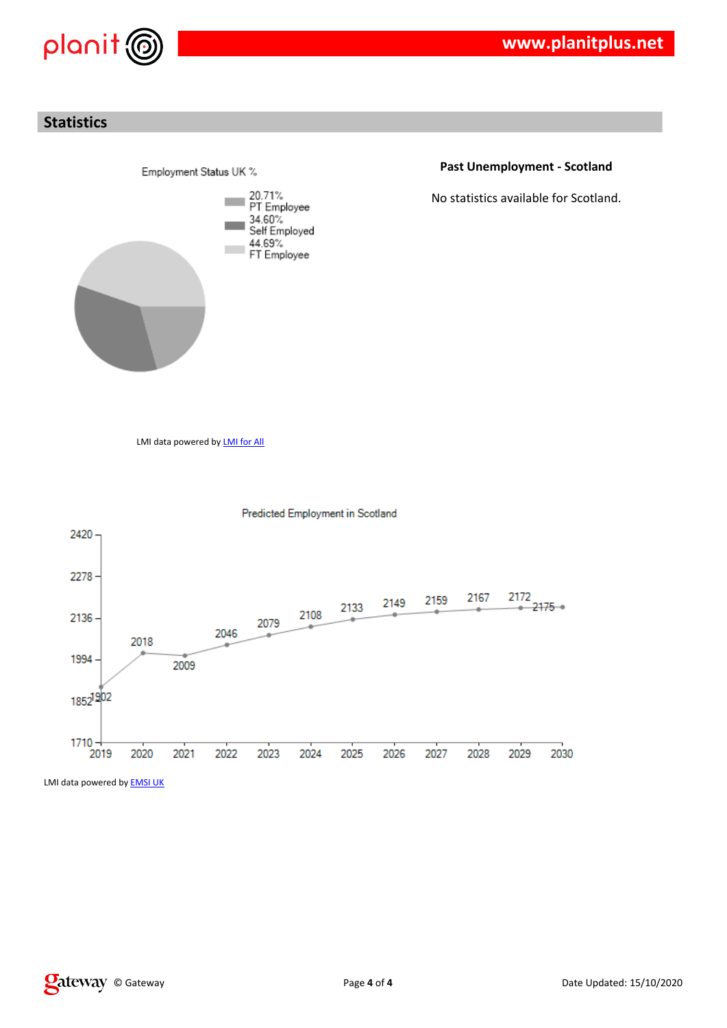## Statistics

Employment Status UK %

20.71%
PT Employee
34.60%
Self Employed
44.69%
FT Employee

LMI data powered by [LMI for All]

**Past Unemployment - Scotland**

No statistics available for Scotland.

Predicted Employment in Scotland

2420
2278
2136
1994
1852
1710

1902
2018
2009
2046
2079
2108
2133
2149
2159
2167
2172
2175

2019 2020 2021 2022 2023 2024 2025 2026 2027 2028 2029 2030

LMI data powered by [EMSI UK]